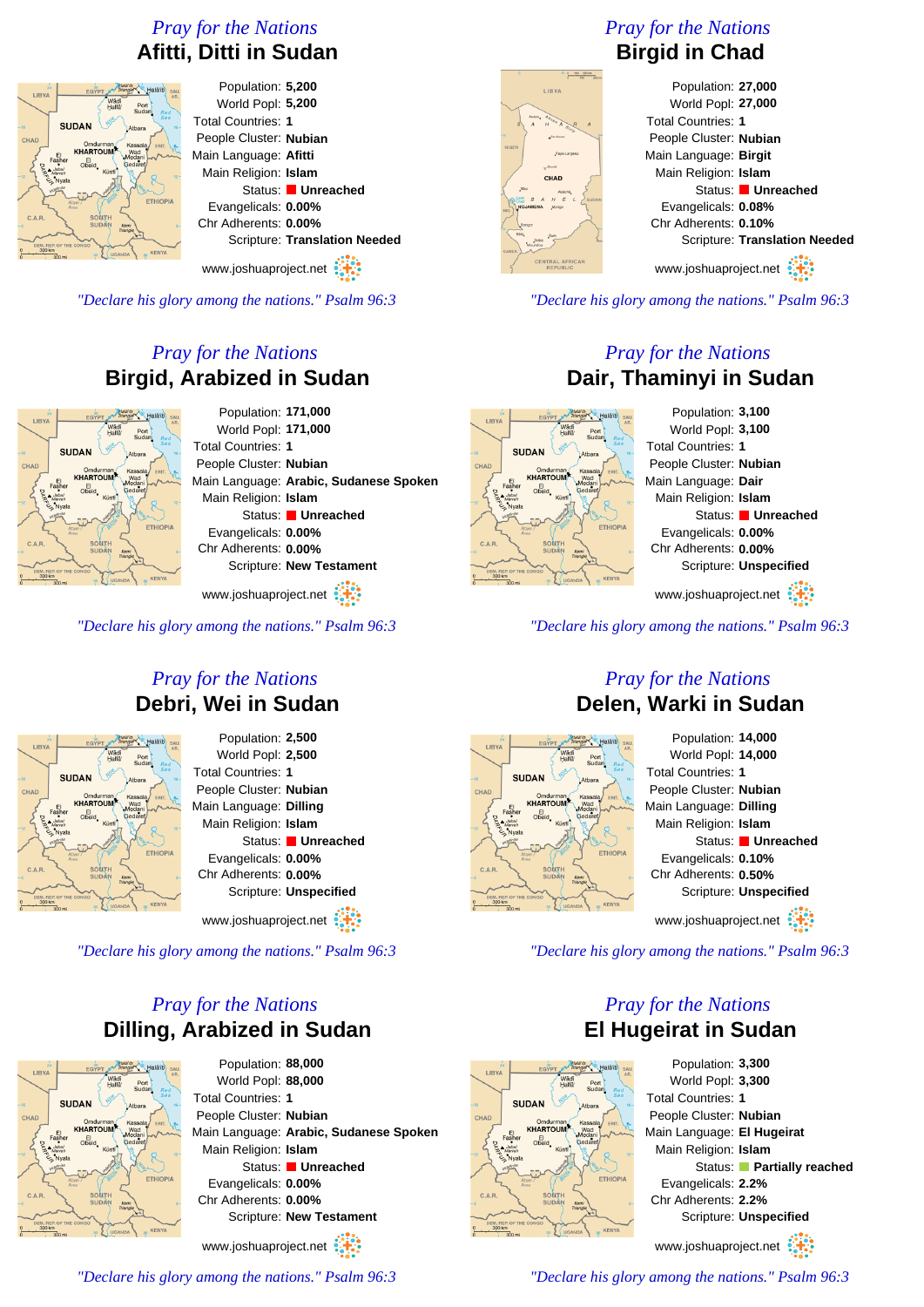*Pray for the Nations*

## Afitti, Ditti in Sudan

Population: **5,200**
World Popl: **5,200**
Total Countries: **1**
People Cluster: **Nubian**
Main Language: **Afitti**
Main Religion: **Islam**
Status: **Unreached**
Evangelicals: **0.00%**
Chr Adherents: **0.00%**
Scripture: **Translation Needed**

www.joshuaproject.net

*"Declare his glory among the nations." Psalm 96:3*

*Pray for the Nations*

## Birgid in Chad

Population: **27,000**
World Popl: **27,000**
Total Countries: **1**
People Cluster: **Nubian**
Main Language: **Birgit**
Main Religion: **Islam**
Status: **Unreached**
Evangelicals: **0.08%**
Chr Adherents: **0.10%**
Scripture: **Translation Needed**

www.joshuaproject.net

*"Declare his glory among the nations." Psalm 96:3*

*Pray for the Nations*

## Birgid, Arabized in Sudan

Population: **171,000**
World Popl: **171,000**
Total Countries: **1**
People Cluster: **Nubian**
Main Language: **Arabic, Sudanese Spoken**
Main Religion: **Islam**
Status: **Unreached**
Evangelicals: **0.00%**
Chr Adherents: **0.00%**
Scripture: **New Testament**

www.joshuaproject.net

*"Declare his glory among the nations." Psalm 96:3*

*Pray for the Nations*

## Dair, Thaminyi in Sudan

Population: **3,100**
World Popl: **3,100**
Total Countries: **1**
People Cluster: **Nubian**
Main Language: **Dair**
Main Religion: **Islam**
Status: **Unreached**
Evangelicals: **0.00%**
Chr Adherents: **0.00%**
Scripture: **Unspecified**

www.joshuaproject.net

*"Declare his glory among the nations." Psalm 96:3*

*Pray for the Nations*

## Debri, Wei in Sudan

Population: **2,500**
World Popl: **2,500**
Total Countries: **1**
People Cluster: **Nubian**
Main Language: **Dilling**
Main Religion: **Islam**
Status: **Unreached**
Evangelicals: **0.00%**
Chr Adherents: **0.00%**
Scripture: **Unspecified**

www.joshuaproject.net

*"Declare his glory among the nations." Psalm 96:3*

*Pray for the Nations*

## Delen, Warki in Sudan

Population: **14,000**
World Popl: **14,000**
Total Countries: **1**
People Cluster: **Nubian**
Main Language: **Dilling**
Main Religion: **Islam**
Status: **Unreached**
Evangelicals: **0.10%**
Chr Adherents: **0.50%**
Scripture: **Unspecified**

www.joshuaproject.net

*"Declare his glory among the nations." Psalm 96:3*

*Pray for the Nations*

## Dilling, Arabized in Sudan

Population: **88,000**
World Popl: **88,000**
Total Countries: **1**
People Cluster: **Nubian**
Main Language: **Arabic, Sudanese Spoken**
Main Religion: **Islam**
Status: **Unreached**
Evangelicals: **0.00%**
Chr Adherents: **0.00%**
Scripture: **New Testament**

www.joshuaproject.net

*"Declare his glory among the nations." Psalm 96:3*

*Pray for the Nations*

## El Hugeirat in Sudan

Population: **3,300**
World Popl: **3,300**
Total Countries: **1**
People Cluster: **Nubian**
Main Language: **El Hugeirat**
Main Religion: **Islam**
Status: **Partially reached**
Evangelicals: **2.2%**
Chr Adherents: **2.2%**
Scripture: **Unspecified**

www.joshuaproject.net

*"Declare his glory among the nations." Psalm 96:3*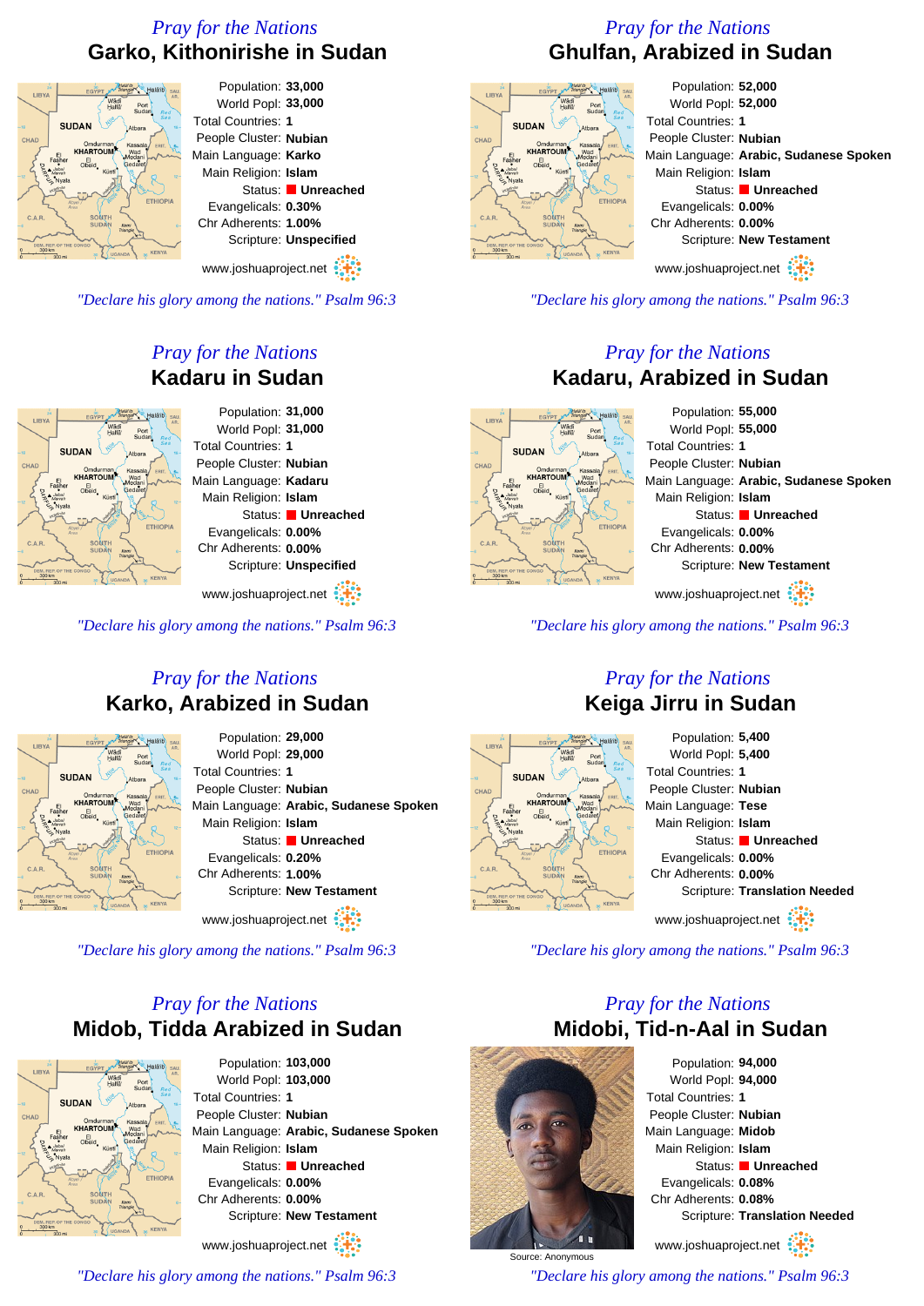*Pray for the Nations*

## Garko, Kithonirishe in Sudan

Population: **33,000**
World Popl: **33,000**
Total Countries: **1**
People Cluster: **Nubian**
Main Language: **Karko**
Main Religion: **Islam**
Status: **Unreached**
Evangelicals: **0.30%**
Chr Adherents: **1.00%**
Scripture: **Unspecified**

www.joshuaproject.net

*"Declare his glory among the nations." Psalm 96:3*

*Pray for the Nations*

## Ghulfan, Arabized in Sudan

Population: **52,000**
World Popl: **52,000**
Total Countries: **1**
People Cluster: **Nubian**
Main Language: **Arabic, Sudanese Spoken**
Main Religion: **Islam**
Status: **Unreached**
Evangelicals: **0.00%**
Chr Adherents: **0.00%**
Scripture: **New Testament**

www.joshuaproject.net

*"Declare his glory among the nations." Psalm 96:3*

*Pray for the Nations*

## Kadaru in Sudan

Population: **31,000**
World Popl: **31,000**
Total Countries: **1**
People Cluster: **Nubian**
Main Language: **Kadaru**
Main Religion: **Islam**
Status: **Unreached**
Evangelicals: **0.00%**
Chr Adherents: **0.00%**
Scripture: **Unspecified**

www.joshuaproject.net

*"Declare his glory among the nations." Psalm 96:3*

*Pray for the Nations*

## Kadaru, Arabized in Sudan

Population: **55,000**
World Popl: **55,000**
Total Countries: **1**
People Cluster: **Nubian**
Main Language: **Arabic, Sudanese Spoken**
Main Religion: **Islam**
Status: **Unreached**
Evangelicals: **0.00%**
Chr Adherents: **0.00%**
Scripture: **New Testament**

www.joshuaproject.net

*"Declare his glory among the nations." Psalm 96:3*

*Pray for the Nations*

## Karko, Arabized in Sudan

Population: **29,000**
World Popl: **29,000**
Total Countries: **1**
People Cluster: **Nubian**
Main Language: **Arabic, Sudanese Spoken**
Main Religion: **Islam**
Status: **Unreached**
Evangelicals: **0.20%**
Chr Adherents: **1.00%**
Scripture: **New Testament**

www.joshuaproject.net

*"Declare his glory among the nations." Psalm 96:3*

*Pray for the Nations*

## Keiga Jirru in Sudan

Population: **5,400**
World Popl: **5,400**
Total Countries: **1**
People Cluster: **Nubian**
Main Language: **Tese**
Main Religion: **Islam**
Status: **Unreached**
Evangelicals: **0.00%**
Chr Adherents: **0.00%**
Scripture: **Translation Needed**

www.joshuaproject.net

*"Declare his glory among the nations." Psalm 96:3*

*Pray for the Nations*

## Midob, Tidda Arabized in Sudan

Population: **103,000**
World Popl: **103,000**
Total Countries: **1**
People Cluster: **Nubian**
Main Language: **Arabic, Sudanese Spoken**
Main Religion: **Islam**
Status: **Unreached**
Evangelicals: **0.00%**
Chr Adherents: **0.00%**
Scripture: **New Testament**

www.joshuaproject.net

*"Declare his glory among the nations." Psalm 96:3*

*Pray for the Nations*

## Midobi, Tid-n-Aal in Sudan

Source: Anonymous

Population: **94,000**
World Popl: **94,000**
Total Countries: **1**
People Cluster: **Nubian**
Main Language: **Midob**
Main Religion: **Islam**
Status: **Unreached**
Evangelicals: **0.08%**
Chr Adherents: **0.08%**
Scripture: **Translation Needed**

www.joshuaproject.net

*"Declare his glory among the nations." Psalm 96:3*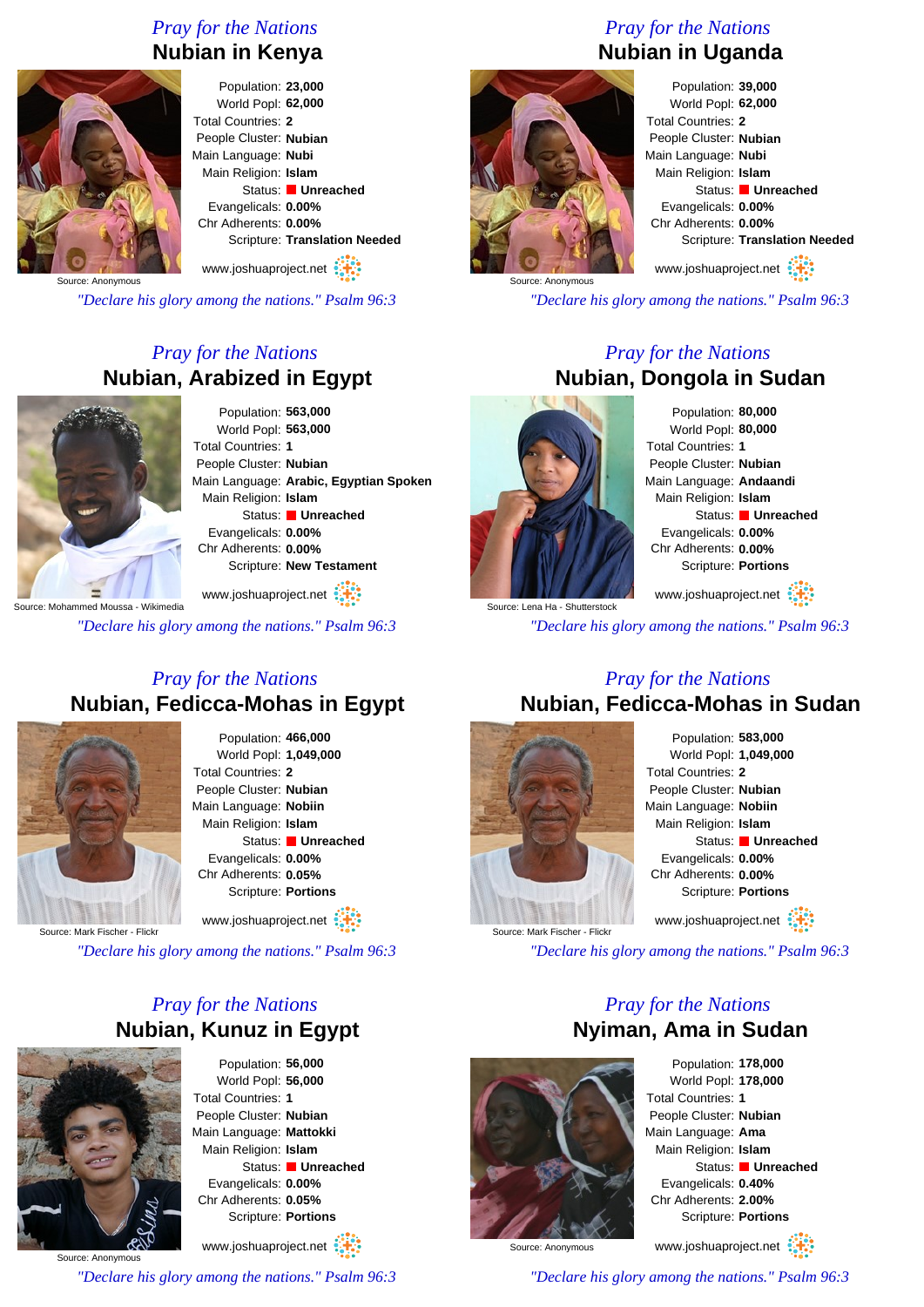*Pray for the Nations*

## Nubian in Kenya

Source: Anonymous

Population: **23,000**
World Popl: **62,000**
Total Countries: **2**
People Cluster: **Nubian**
Main Language: **Nubi**
Main Religion: **Islam**
Status: **Unreached**
Evangelicals: **0.00%**
Chr Adherents: **0.00%**
Scripture: **Translation Needed**

www.joshuaproject.net

*"Declare his glory among the nations." Psalm 96:3*

*Pray for the Nations*

## Nubian in Uganda

Source: Anonymous

Population: **39,000**
World Popl: **62,000**
Total Countries: **2**
People Cluster: **Nubian**
Main Language: **Nubi**
Main Religion: **Islam**
Status: **Unreached**
Evangelicals: **0.00%**
Chr Adherents: **0.00%**
Scripture: **Translation Needed**

www.joshuaproject.net

*"Declare his glory among the nations." Psalm 96:3*

*Pray for the Nations*

## Nubian, Arabized in Egypt

Source: Mohammed Moussa - Wikimedia

Population: **563,000**
World Popl: **563,000**
Total Countries: **1**
People Cluster: **Nubian**
Main Language: **Arabic, Egyptian Spoken**
Main Religion: **Islam**
Status: **Unreached**
Evangelicals: **0.00%**
Chr Adherents: **0.00%**
Scripture: **New Testament**

www.joshuaproject.net

*"Declare his glory among the nations." Psalm 96:3*

*Pray for the Nations*

## Nubian, Dongola in Sudan

Source: Lena Ha - Shutterstock

Population: **80,000**
World Popl: **80,000**
Total Countries: **1**
People Cluster: **Nubian**
Main Language: **Andaandi**
Main Religion: **Islam**
Status: **Unreached**
Evangelicals: **0.00%**
Chr Adherents: **0.00%**
Scripture: **Portions**

www.joshuaproject.net

*"Declare his glory among the nations." Psalm 96:3*

*Pray for the Nations*

## Nubian, Fedicca-Mohas in Egypt

Source: Mark Fischer - Flickr

Population: **466,000**
World Popl: **1,049,000**
Total Countries: **2**
People Cluster: **Nubian**
Main Language: **Nobiin**
Main Religion: **Islam**
Status: **Unreached**
Evangelicals: **0.00%**
Chr Adherents: **0.05%**
Scripture: **Portions**

www.joshuaproject.net

*"Declare his glory among the nations." Psalm 96:3*

*Pray for the Nations*

## Nubian, Fedicca-Mohas in Sudan

Source: Mark Fischer - Flickr

Population: **583,000**
World Popl: **1,049,000**
Total Countries: **2**
People Cluster: **Nubian**
Main Language: **Nobiin**
Main Religion: **Islam**
Status: **Unreached**
Evangelicals: **0.00%**
Chr Adherents: **0.00%**
Scripture: **Portions**

www.joshuaproject.net

*"Declare his glory among the nations." Psalm 96:3*

*Pray for the Nations*

## Nubian, Kunuz in Egypt

Source: Anonymous

Population: **56,000**
World Popl: **56,000**
Total Countries: **1**
People Cluster: **Nubian**
Main Language: **Mattokki**
Main Religion: **Islam**
Status: **Unreached**
Evangelicals: **0.00%**
Chr Adherents: **0.05%**
Scripture: **Portions**

www.joshuaproject.net

*"Declare his glory among the nations." Psalm 96:3*

*Pray for the Nations*

## Nyiman, Ama in Sudan

Source: Anonymous

Population: **178,000**
World Popl: **178,000**
Total Countries: **1**
People Cluster: **Nubian**
Main Language: **Ama**
Main Religion: **Islam**
Status: **Unreached**
Evangelicals: **0.40%**
Chr Adherents: **2.00%**
Scripture: **Portions**

www.joshuaproject.net

*"Declare his glory among the nations." Psalm 96:3*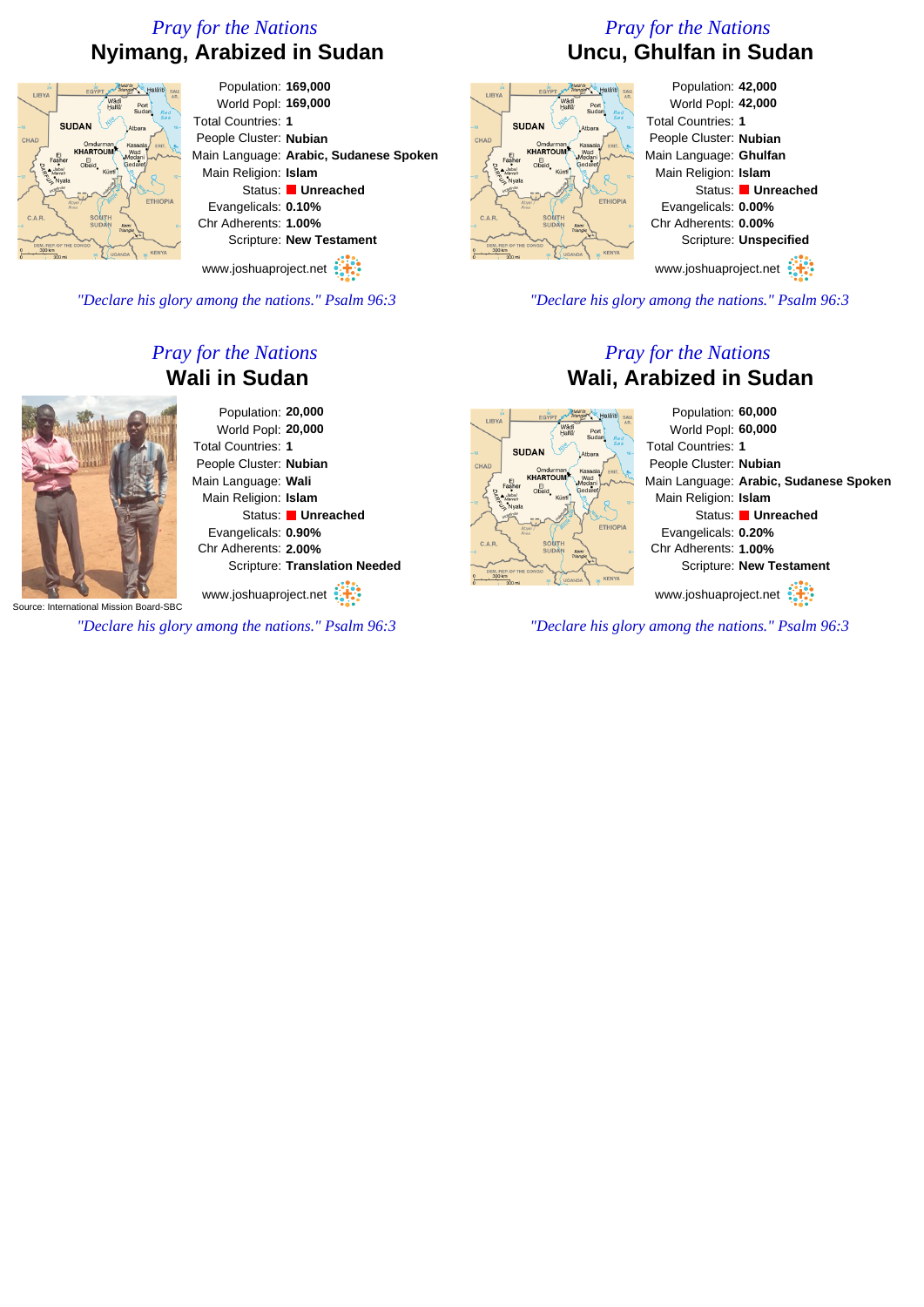*Pray for the Nations*

## Nyimang, Arabized in Sudan

Population: **169,000**
World Popl: **169,000**
Total Countries: **1**
People Cluster: **Nubian**
Main Language: **Arabic, Sudanese Spoken**
Main Religion: **Islam**
Status: **Unreached**
Evangelicals: **0.10%**
Chr Adherents: **1.00%**
Scripture: **New Testament**

www.joshuaproject.net

*"Declare his glory among the nations." Psalm 96:3*

*Pray for the Nations*

## Uncu, Ghulfan in Sudan

Population: **42,000**
World Popl: **42,000**
Total Countries: **1**
People Cluster: **Nubian**
Main Language: **Ghulfan**
Main Religion: **Islam**
Status: **Unreached**
Evangelicals: **0.00%**
Chr Adherents: **0.00%**
Scripture: **Unspecified**

www.joshuaproject.net

*"Declare his glory among the nations." Psalm 96:3*

*Pray for the Nations*

## Wali in Sudan

Population: **20,000**
World Popl: **20,000**
Total Countries: **1**
People Cluster: **Nubian**
Main Language: **Wali**
Main Religion: **Islam**
Status: **Unreached**
Evangelicals: **0.90%**
Chr Adherents: **2.00%**
Scripture: **Translation Needed**

Source: International Mission Board-SBC

www.joshuaproject.net

*"Declare his glory among the nations." Psalm 96:3*

*Pray for the Nations*

## Wali, Arabized in Sudan

Population: **60,000**
World Popl: **60,000**
Total Countries: **1**
People Cluster: **Nubian**
Main Language: **Arabic, Sudanese Spoken**
Main Religion: **Islam**
Status: **Unreached**
Evangelicals: **0.20%**
Chr Adherents: **1.00%**
Scripture: **New Testament**

www.joshuaproject.net

*"Declare his glory among the nations." Psalm 96:3*